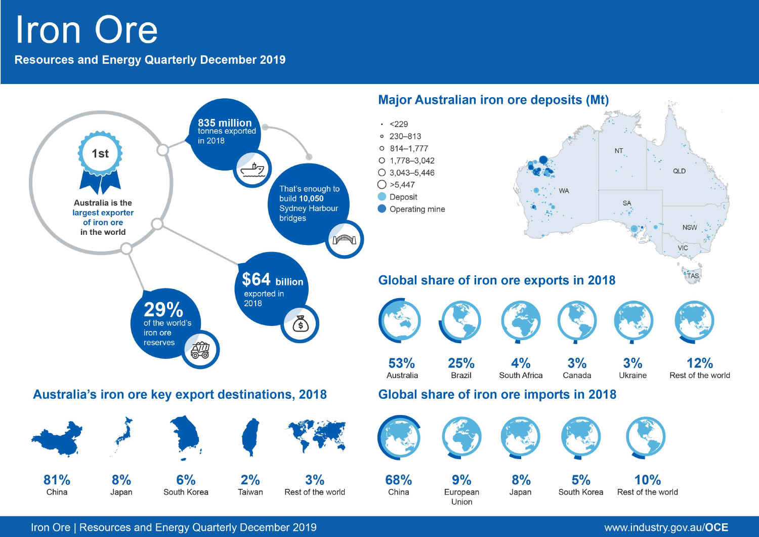# Iron Ore

## Resources and Energy Quarterly December 2019

1st

Australia is the **largest exporter of iron ore** in the world

**835 million** tonnes exported in 2018

That's enough to build **10,050** Sydney Harbour bridges

**$64 billion** exported in 2018

**29%** of the world's iron ore reserves

## Major Australian iron ore deposits (Mt)

- <229
- 230–813
- 814–1,777
- 1,778–3,042
- 3,043–5,446
- >5,447
- Deposit
- Operating mine

WA, NT, SA, QLD, NSW, VIC, TAS

## Global share of iron ore exports in 2018

| 53% | 25% | 4% | 3% | 3% | 12% |
|---|---|---|---|---|---|
| Australia | Brazil | South Africa | Canada | Ukraine | Rest of the world |

## Australia's iron ore key export destinations, 2018

| 81% | 8% | 6% | 2% | 3% |
|---|---|---|---|---|
| China | Japan | South Korea | Taiwan | Rest of the world |

## Global share of iron ore imports in 2018

| 68% | 9% | 8% | 5% | 10% |
|---|---|---|---|---|
| China | European Union | Japan | South Korea | Rest of the world |

Iron Ore | Resources and Energy Quarterly December 2019

www.industry.gov.au/OCE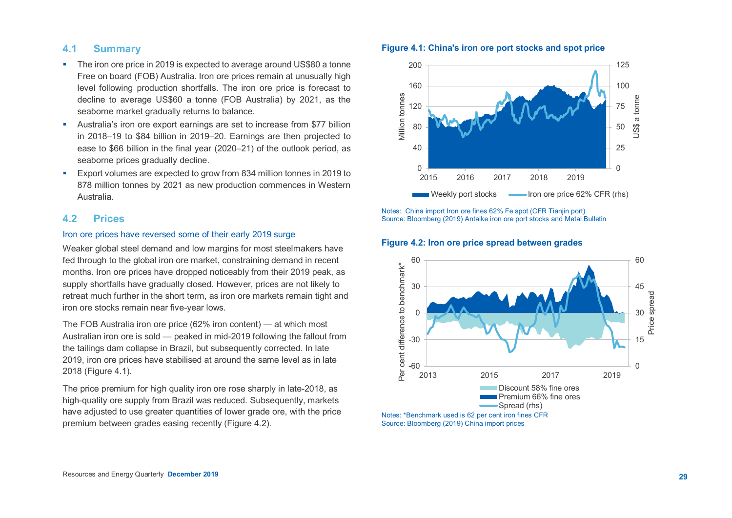## 4.1 Summary

- The iron ore price in 2019 is expected to average around US$80 a tonne Free on board (FOB) Australia. Iron ore prices remain at unusually high level following production shortfalls. The iron ore price is forecast to decline to average US$60 a tonne (FOB Australia) by 2021, as the seaborne market gradually returns to balance.
- Australia's iron ore export earnings are set to increase from $77 billion in 2018–19 to $84 billion in 2019–20. Earnings are then projected to ease to $66 billion in the final year (2020–21) of the outlook period, as seaborne prices gradually decline.
- Export volumes are expected to grow from 834 million tonnes in 2019 to 878 million tonnes by 2021 as new production commences in Western Australia.

## 4.2 Prices

### Iron ore prices have reversed some of their early 2019 surge

Weaker global steel demand and low margins for most steelmakers have fed through to the global iron ore market, constraining demand in recent months. Iron ore prices have dropped noticeably from their 2019 peak, as supply shortfalls have gradually closed. However, prices are not likely to retreat much further in the short term, as iron ore markets remain tight and iron ore stocks remain near five-year lows.

The FOB Australia iron ore price (62% iron content) — at which most Australian iron ore is sold — peaked in mid-2019 following the fallout from the tailings dam collapse in Brazil, but subsequently corrected. In late 2019, iron ore prices have stabilised at around the same level as in late 2018 (Figure 4.1).

The price premium for high quality iron ore rose sharply in late-2018, as high-quality ore supply from Brazil was reduced. Subsequently, markets have adjusted to use greater quantities of lower grade ore, with the price premium between grades easing recently (Figure 4.2).

**Figure 4.1: China's iron ore port stocks and spot price**

Notes: China import Iron ore fines 62% Fe spot (CFR Tianjin port)
Source: Bloomberg (2019) Antaike iron ore port stocks and Metal Bulletin

**Figure 4.2: Iron ore price spread between grades**

Notes: *Benchmark used is 62 per cent iron fines CFR
Source: Bloomberg (2019) China import prices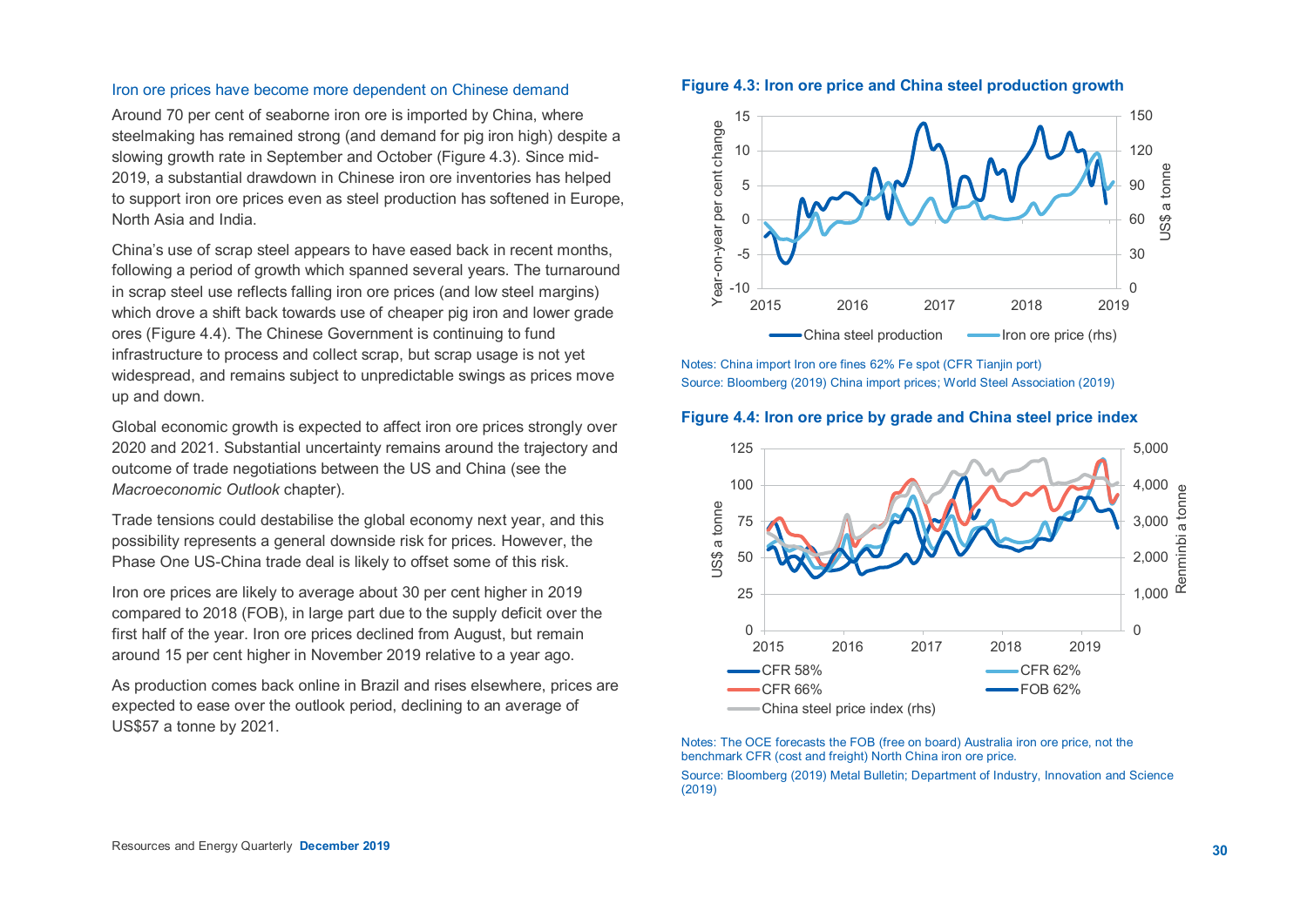## Iron ore prices have become more dependent on Chinese demand

Around 70 per cent of seaborne iron ore is imported by China, where steelmaking has remained strong (and demand for pig iron high) despite a slowing growth rate in September and October (Figure 4.3). Since mid-2019, a substantial drawdown in Chinese iron ore inventories has helped to support iron ore prices even as steel production has softened in Europe, North Asia and India.

China's use of scrap steel appears to have eased back in recent months, following a period of growth which spanned several years. The turnaround in scrap steel use reflects falling iron ore prices (and low steel margins) which drove a shift back towards use of cheaper pig iron and lower grade ores (Figure 4.4). The Chinese Government is continuing to fund infrastructure to process and collect scrap, but scrap usage is not yet widespread, and remains subject to unpredictable swings as prices move up and down.

Global economic growth is expected to affect iron ore prices strongly over 2020 and 2021. Substantial uncertainty remains around the trajectory and outcome of trade negotiations between the US and China (see the *Macroeconomic Outlook* chapter).

Trade tensions could destabilise the global economy next year, and this possibility represents a general downside risk for prices. However, the Phase One US-China trade deal is likely to offset some of this risk.

Iron ore prices are likely to average about 30 per cent higher in 2019 compared to 2018 (FOB), in large part due to the supply deficit over the first half of the year. Iron ore prices declined from August, but remain around 15 per cent higher in November 2019 relative to a year ago.

As production comes back online in Brazil and rises elsewhere, prices are expected to ease over the outlook period, declining to an average of US$57 a tonne by 2021.

**Figure 4.3: Iron ore price and China steel production growth**

Notes: China import Iron ore fines 62% Fe spot (CFR Tianjin port)
Source: Bloomberg (2019) China import prices; World Steel Association (2019)

**Figure 4.4: Iron ore price by grade and China steel price index**

Notes: The OCE forecasts the FOB (free on board) Australia iron ore price, not the benchmark CFR (cost and freight) North China iron ore price.
Source: Bloomberg (2019) Metal Bulletin; Department of Industry, Innovation and Science (2019)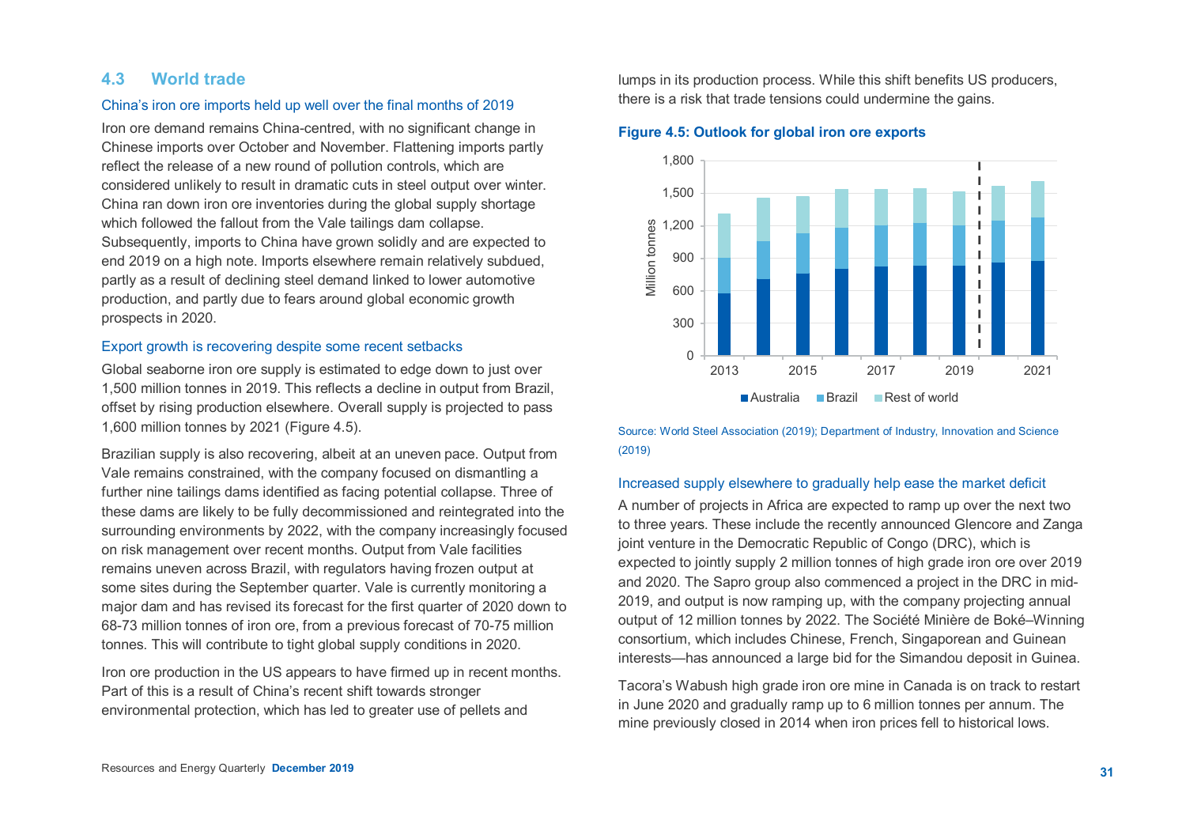## 4.3 World trade

### China's iron ore imports held up well over the final months of 2019

Iron ore demand remains China-centred, with no significant change in Chinese imports over October and November. Flattening imports partly reflect the release of a new round of pollution controls, which are considered unlikely to result in dramatic cuts in steel output over winter. China ran down iron ore inventories during the global supply shortage which followed the fallout from the Vale tailings dam collapse. Subsequently, imports to China have grown solidly and are expected to end 2019 on a high note. Imports elsewhere remain relatively subdued, partly as a result of declining steel demand linked to lower automotive production, and partly due to fears around global economic growth prospects in 2020.

### Export growth is recovering despite some recent setbacks

Global seaborne iron ore supply is estimated to edge down to just over 1,500 million tonnes in 2019. This reflects a decline in output from Brazil, offset by rising production elsewhere. Overall supply is projected to pass 1,600 million tonnes by 2021 (Figure 4.5).

Brazilian supply is also recovering, albeit at an uneven pace. Output from Vale remains constrained, with the company focused on dismantling a further nine tailings dams identified as facing potential collapse. Three of these dams are likely to be fully decommissioned and reintegrated into the surrounding environments by 2022, with the company increasingly focused on risk management over recent months. Output from Vale facilities remains uneven across Brazil, with regulators having frozen output at some sites during the September quarter. Vale is currently monitoring a major dam and has revised its forecast for the first quarter of 2020 down to 68-73 million tonnes of iron ore, from a previous forecast of 70-75 million tonnes. This will contribute to tight global supply conditions in 2020.

Iron ore production in the US appears to have firmed up in recent months. Part of this is a result of China's recent shift towards stronger environmental protection, which has led to greater use of pellets and lumps in its production process. While this shift benefits US producers, there is a risk that trade tensions could undermine the gains.

**Figure 4.5: Outlook for global iron ore exports**

Source: World Steel Association (2019); Department of Industry, Innovation and Science (2019)

### Increased supply elsewhere to gradually help ease the market deficit

A number of projects in Africa are expected to ramp up over the next two to three years. These include the recently announced Glencore and Zanga joint venture in the Democratic Republic of Congo (DRC), which is expected to jointly supply 2 million tonnes of high grade iron ore over 2019 and 2020. The Sapro group also commenced a project in the DRC in mid-2019, and output is now ramping up, with the company projecting annual output of 12 million tonnes by 2022. The Société Minière de Boké–Winning consortium, which includes Chinese, French, Singaporean and Guinean interests—has announced a large bid for the Simandou deposit in Guinea.

Tacora's Wabush high grade iron ore mine in Canada is on track to restart in June 2020 and gradually ramp up to 6 million tonnes per annum. The mine previously closed in 2014 when iron prices fell to historical lows.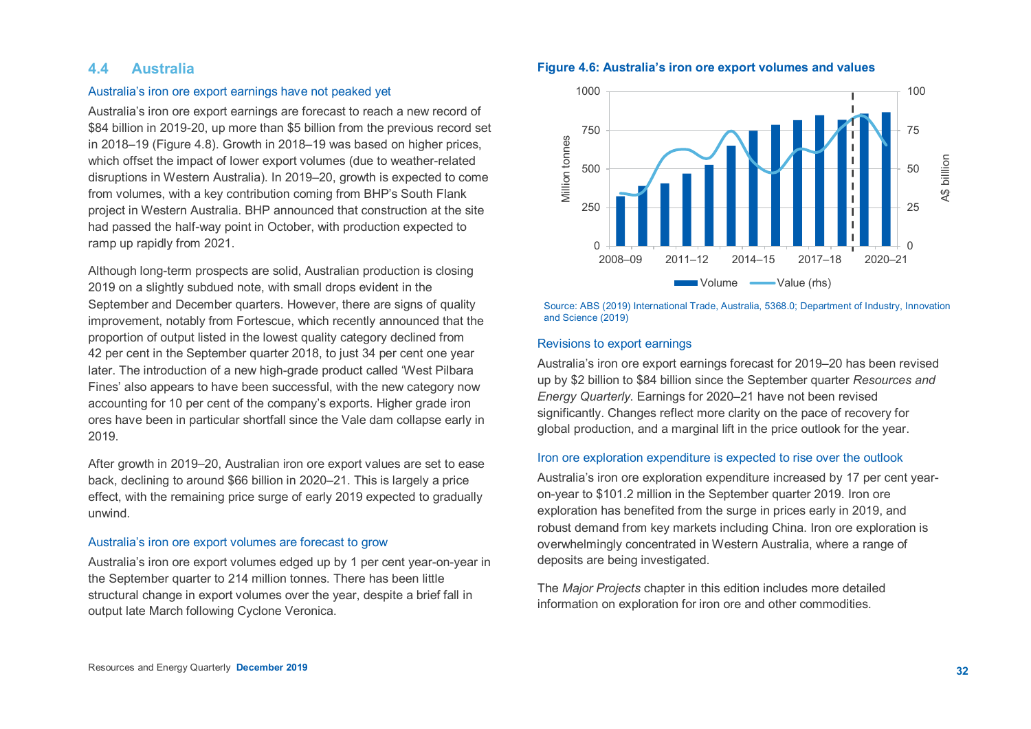## 4.4 Australia

### Australia's iron ore export earnings have not peaked yet

Australia's iron ore export earnings are forecast to reach a new record of $84 billion in 2019-20, up more than $5 billion from the previous record set in 2018–19 (Figure 4.8). Growth in 2018–19 was based on higher prices, which offset the impact of lower export volumes (due to weather-related disruptions in Western Australia). In 2019–20, growth is expected to come from volumes, with a key contribution coming from BHP's South Flank project in Western Australia. BHP announced that construction at the site had passed the half-way point in October, with production expected to ramp up rapidly from 2021.

Although long-term prospects are solid, Australian production is closing 2019 on a slightly subdued note, with small drops evident in the September and December quarters. However, there are signs of quality improvement, notably from Fortescue, which recently announced that the proportion of output listed in the lowest quality category declined from 42 per cent in the September quarter 2018, to just 34 per cent one year later. The introduction of a new high-grade product called 'West Pilbara Fines' also appears to have been successful, with the new category now accounting for 10 per cent of the company's exports. Higher grade iron ores have been in particular shortfall since the Vale dam collapse early in 2019.

After growth in 2019–20, Australian iron ore export values are set to ease back, declining to around $66 billion in 2020–21. This is largely a price effect, with the remaining price surge of early 2019 expected to gradually unwind.

### Australia's iron ore export volumes are forecast to grow

Australia's iron ore export volumes edged up by 1 per cent year-on-year in the September quarter to 214 million tonnes. There has been little structural change in export volumes over the year, despite a brief fall in output late March following Cyclone Veronica.

**Figure 4.6: Australia's iron ore export volumes and values**

Source: ABS (2019) International Trade, Australia, 5368.0; Department of Industry, Innovation and Science (2019)

### Revisions to export earnings

Australia's iron ore export earnings forecast for 2019–20 has been revised up by $2 billion to $84 billion since the September quarter *Resources and Energy Quarterly*. Earnings for 2020–21 have not been revised significantly. Changes reflect more clarity on the pace of recovery for global production, and a marginal lift in the price outlook for the year.

### Iron ore exploration expenditure is expected to rise over the outlook

Australia's iron ore exploration expenditure increased by 17 per cent year-on-year to $101.2 million in the September quarter 2019. Iron ore exploration has benefited from the surge in prices early in 2019, and robust demand from key markets including China. Iron ore exploration is overwhelmingly concentrated in Western Australia, where a range of deposits are being investigated.

The *Major Projects* chapter in this edition includes more detailed information on exploration for iron ore and other commodities.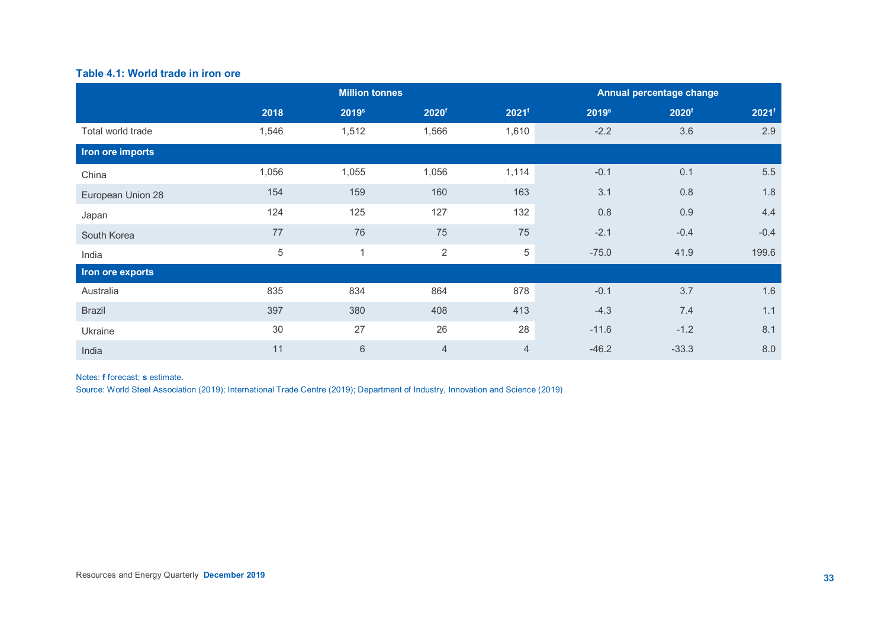### Table 4.1: World trade in iron ore

| | Million tonnes | | | | Annual percentage change | | |
|---|---|---|---|---|---|---|---|
| | 2018 | 2019s | 2020f | 2021f | 2019s | 2020f | 2021f |
| Total world trade | 1,546 | 1,512 | 1,566 | 1,610 | -2.2 | 3.6 | 2.9 |
| **Iron ore imports** | | | | | | | |
| China | 1,056 | 1,055 | 1,056 | 1,114 | -0.1 | 0.1 | 5.5 |
| European Union 28 | 154 | 159 | 160 | 163 | 3.1 | 0.8 | 1.8 |
| Japan | 124 | 125 | 127 | 132 | 0.8 | 0.9 | 4.4 |
| South Korea | 77 | 76 | 75 | 75 | -2.1 | -0.4 | -0.4 |
| India | 5 | 1 | 2 | 5 | -75.0 | 41.9 | 199.6 |
| **Iron ore exports** | | | | | | | |
| Australia | 835 | 834 | 864 | 878 | -0.1 | 3.7 | 1.6 |
| Brazil | 397 | 380 | 408 | 413 | -4.3 | 7.4 | 1.1 |
| Ukraine | 30 | 27 | 26 | 28 | -11.6 | -1.2 | 8.1 |
| India | 11 | 6 | 4 | 4 | -46.2 | -33.3 | 8.0 |

Notes: **f** forecast; **s** estimate.

Source: World Steel Association (2019); International Trade Centre (2019); Department of Industry, Innovation and Science (2019)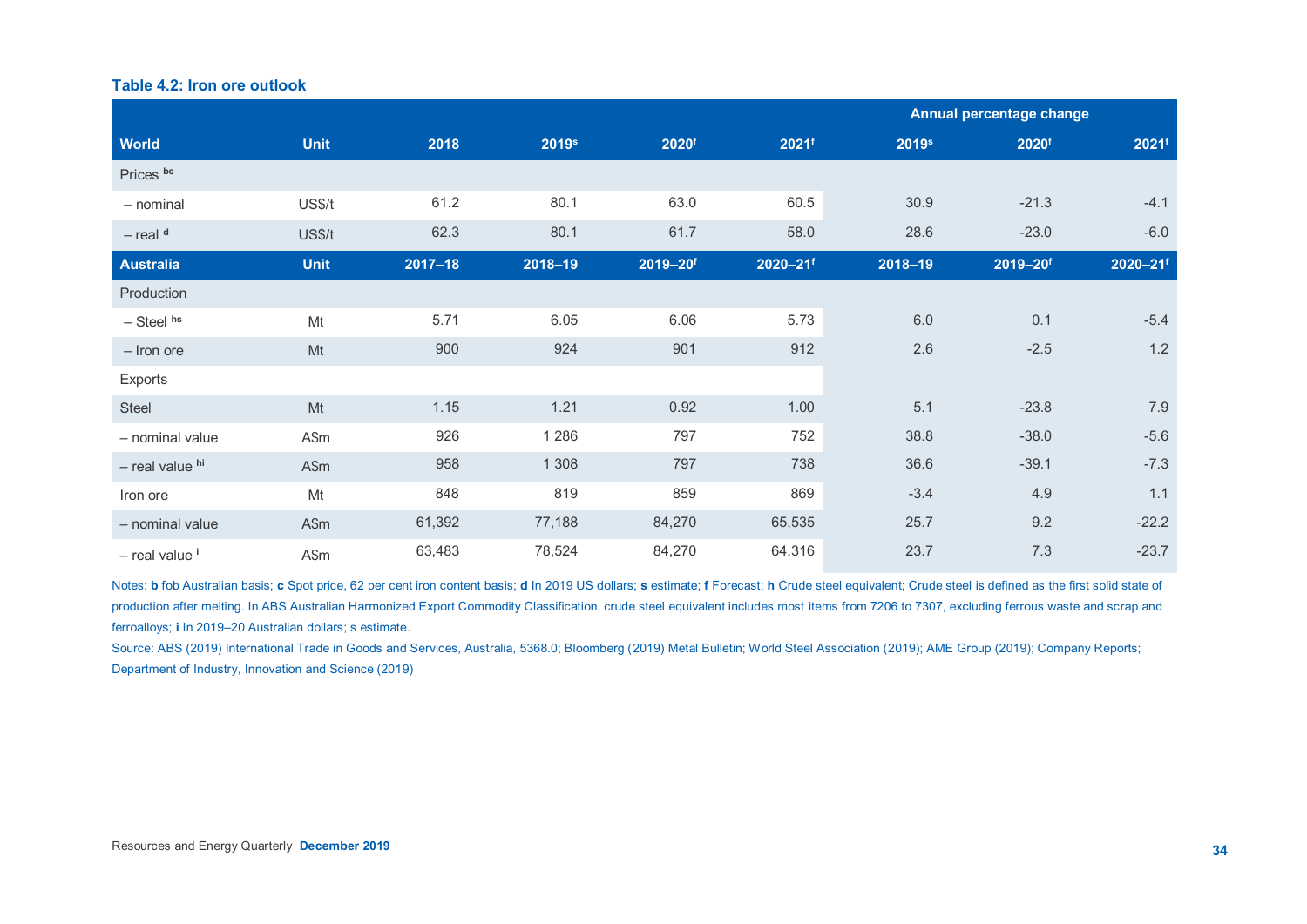### Table 4.2: Iron ore outlook

| | | | | | | Annual percentage change | | |
|---|---|---|---|---|---|---|---|---|
| **World** | **Unit** | **2018** | **2019s** | **2020f** | **2021f** | **2019s** | **2020f** | **2021f** |
| Prices bc | | | | | | | | |
| – nominal | US$/t | 61.2 | 80.1 | 63.0 | 60.5 | 30.9 | -21.3 | -4.1 |
| – real d | US$/t | 62.3 | 80.1 | 61.7 | 58.0 | 28.6 | -23.0 | -6.0 |
| **Australia** | **Unit** | **2017–18** | **2018–19** | **2019–20f** | **2020–21f** | **2018–19** | **2019–20f** | **2020–21f** |
| Production | | | | | | | | |
| – Steel hs | Mt | 5.71 | 6.05 | 6.06 | 5.73 | 6.0 | 0.1 | -5.4 |
| – Iron ore | Mt | 900 | 924 | 901 | 912 | 2.6 | -2.5 | 1.2 |
| Exports | | | | | | | | |
| Steel | Mt | 1.15 | 1.21 | 0.92 | 1.00 | 5.1 | -23.8 | 7.9 |
| – nominal value | A$m | 926 | 1 286 | 797 | 752 | 38.8 | -38.0 | -5.6 |
| – real value hi | A$m | 958 | 1 308 | 797 | 738 | 36.6 | -39.1 | -7.3 |
| Iron ore | Mt | 848 | 819 | 859 | 869 | -3.4 | 4.9 | 1.1 |
| – nominal value | A$m | 61,392 | 77,188 | 84,270 | 65,535 | 25.7 | 9.2 | -22.2 |
| – real value i | A$m | 63,483 | 78,524 | 84,270 | 64,316 | 23.7 | 7.3 | -23.7 |

Notes: **b** fob Australian basis; **c** Spot price, 62 per cent iron content basis; **d** In 2019 US dollars; **s** estimate; **f** Forecast; **h** Crude steel equivalent; Crude steel is defined as the first solid state of production after melting. In ABS Australian Harmonized Export Commodity Classification, crude steel equivalent includes most items from 7206 to 7307, excluding ferrous waste and scrap and ferroalloys; **i** In 2019–20 Australian dollars; s estimate.

Source: ABS (2019) International Trade in Goods and Services, Australia, 5368.0; Bloomberg (2019) Metal Bulletin; World Steel Association (2019); AME Group (2019); Company Reports; Department of Industry, Innovation and Science (2019)